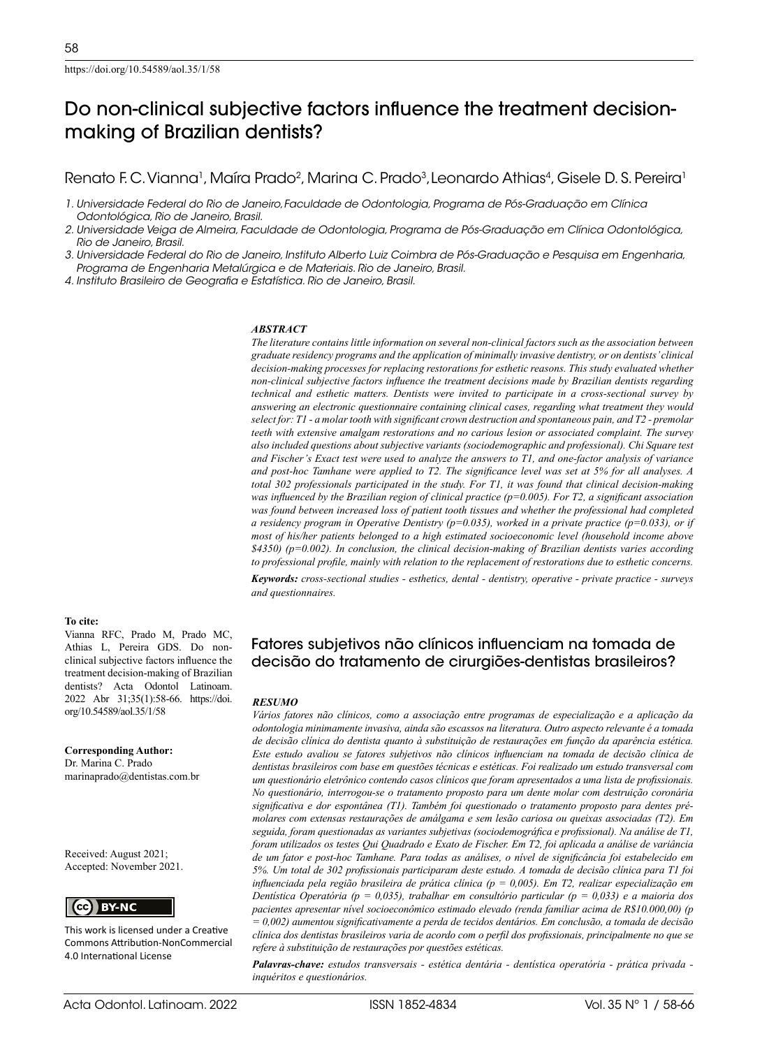https://doi.org/10.54589/aol.35/1/58

# Do non-clinical subjective factors influence the treatment decision-making of Brazilian dentists?

Renato F. C. Vianna[1], Maíra Prado[2], Marina C. Prado[3], Leonardo Athias[4], Gisele D. S. Pereira[1]

1. Universidade Federal do Rio de Janeiro, Faculdade de Odontologia, Programa de Pós-Graduação em Clínica Odontológica, Rio de Janeiro, Brasil.
2. Universidade Veiga de Almeira, Faculdade de Odontologia, Programa de Pós-Graduação em Clínica Odontológica, Rio de Janeiro, Brasil.
3. Universidade Federal do Rio de Janeiro, Instituto Alberto Luiz Coimbra de Pós-Graduação e Pesquisa em Engenharia, Programa de Engenharia Metalúrgica e de Materiais. Rio de Janeiro, Brasil.
4. Instituto Brasileiro de Geografia e Estatística. Rio de Janeiro, Brasil.

***ABSTRACT***

*The literature contains little information on several non-clinical factors such as the association between graduate residency programs and the application of minimally invasive dentistry, or on dentists' clinical decision-making processes for replacing restorations for esthetic reasons. This study evaluated whether non-clinical subjective factors influence the treatment decisions made by Brazilian dentists regarding technical and esthetic matters. Dentists were invited to participate in a cross-sectional survey by answering an electronic questionnaire containing clinical cases, regarding what treatment they would select for: T1 - a molar tooth with significant crown destruction and spontaneous pain, and T2 - premolar teeth with extensive amalgam restorations and no carious lesion or associated complaint. The survey also included questions about subjective variants (sociodemographic and professional). Chi Square test and Fischer's Exact test were used to analyze the answers to T1, and one-factor analysis of variance and post-hoc Tamhane were applied to T2. The significance level was set at 5% for all analyses. A total 302 professionals participated in the study. For T1, it was found that clinical decision-making was influenced by the Brazilian region of clinical practice (p=0.005). For T2, a significant association was found between increased loss of patient tooth tissues and whether the professional had completed a residency program in Operative Dentistry (p=0.035), worked in a private practice (p=0.033), or if most of his/her patients belonged to a high estimated socioeconomic level (household income above $4350) (p=0.002). In conclusion, the clinical decision-making of Brazilian dentists varies according to professional profile, mainly with relation to the replacement of restorations due to esthetic concerns.*

***Keywords:*** *cross-sectional studies - esthetics, dental - dentistry, operative - private practice - surveys and questionnaires.*

**To cite:**
Vianna RFC, Prado M, Prado MC, Athias L, Pereira GDS. Do non-clinical subjective factors influence the treatment decision-making of Brazilian dentists? Acta Odontol Latinoam. 2022 Abr 31;35(1):58-66. https://doi.org/10.54589/aol.35/1/58

**Corresponding Author:**
Dr. Marina C. Prado
marinaprado@dentistas.com.br

Received: August 2021;
Accepted: November 2021.

CC BY-NC

This work is licensed under a Creative Commons Attribution-NonCommercial 4.0 International License

## Fatores subjetivos não clínicos influenciam na tomada de decisão do tratamento de cirurgiões-dentistas brasileiros?

***RESUMO***

*Vários fatores não clínicos, como a associação entre programas de especialização e a aplicação da odontologia minimamente invasiva, ainda são escassos na literatura. Outro aspecto relevante é a tomada de decisão clínica do dentista quanto à substituição de restaurações em função da aparência estética. Este estudo avaliou se fatores subjetivos não clínicos influenciam na tomada de decisão clínica de dentistas brasileiros com base em questões técnicas e estéticas. Foi realizado um estudo transversal com um questionário eletrônico contendo casos clínicos que foram apresentados a uma lista de profissionais. No questionário, interrogou-se o tratamento proposto para um dente molar com destruição coronária significativa e dor espontânea (T1). Também foi questionado o tratamento proposto para dentes pré-molares com extensas restaurações de amálgama e sem lesão cariosa ou queixas associadas (T2). Em seguida, foram questionadas as variantes subjetivas (sociodemográfica e profissional). Na análise de T1, foram utilizados os testes Qui Quadrado e Exato de Fischer. Em T2, foi aplicada a análise de variância de um fator e post-hoc Tamhane. Para todas as análises, o nível de significância foi estabelecido em 5%. Um total de 302 profissionais participaram deste estudo. A tomada de decisão clínica para T1 foi influenciada pela região brasileira de prática clínica (p = 0,005). Em T2, realizar especialização em Dentística Operatória (p = 0,035), trabalhar em consultório particular (p = 0,033) e a maioria dos pacientes apresentar nível socioeconômico estimado elevado (renda familiar acima de R$10.000,00) (p = 0,002) aumentou significativamente a perda de tecidos dentários. Em conclusão, a tomada de decisão clínica dos dentistas brasileiros varia de acordo com o perfil dos profissionais, principalmente no que se refere à substituição de restaurações por questões estéticas.*

***Palavras-chave:*** *estudos transversais - estética dentária - dentística operatória - prática privada - inquéritos e questionários.*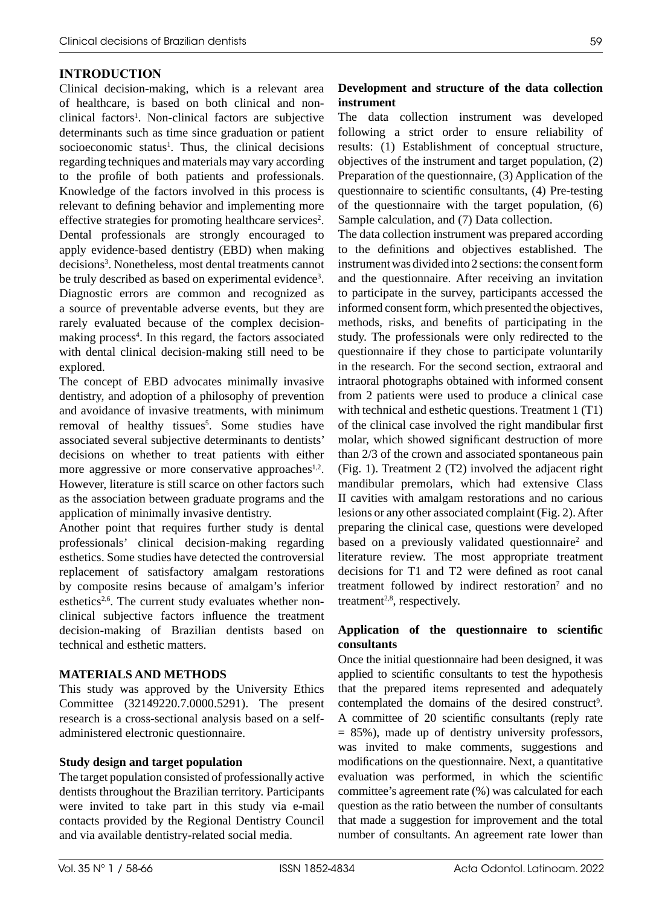## INTRODUCTION

Clinical decision-making, which is a relevant area of healthcare, is based on both clinical and non-clinical factors[1]. Non-clinical factors are subjective determinants such as time since graduation or patient socioeconomic status[1]. Thus, the clinical decisions regarding techniques and materials may vary according to the profile of both patients and professionals. Knowledge of the factors involved in this process is relevant to defining behavior and implementing more effective strategies for promoting healthcare services[2]. Dental professionals are strongly encouraged to apply evidence-based dentistry (EBD) when making decisions[3]. Nonetheless, most dental treatments cannot be truly described as based on experimental evidence[3]. Diagnostic errors are common and recognized as a source of preventable adverse events, but they are rarely evaluated because of the complex decision-making process[4]. In this regard, the factors associated with dental clinical decision-making still need to be explored.

The concept of EBD advocates minimally invasive dentistry, and adoption of a philosophy of prevention and avoidance of invasive treatments, with minimum removal of healthy tissues[5]. Some studies have associated several subjective determinants to dentists' decisions on whether to treat patients with either more aggressive or more conservative approaches[1,2]. However, literature is still scarce on other factors such as the association between graduate programs and the application of minimally invasive dentistry.

Another point that requires further study is dental professionals' clinical decision-making regarding esthetics. Some studies have detected the controversial replacement of satisfactory amalgam restorations by composite resins because of amalgam's inferior esthetics[2,6]. The current study evaluates whether non-clinical subjective factors influence the treatment decision-making of Brazilian dentists based on technical and esthetic matters.

## MATERIALS AND METHODS

This study was approved by the University Ethics Committee (32149220.7.0000.5291). The present research is a cross-sectional analysis based on a self-administered electronic questionnaire.

### Study design and target population

The target population consisted of professionally active dentists throughout the Brazilian territory. Participants were invited to take part in this study via e-mail contacts provided by the Regional Dentistry Council and via available dentistry-related social media.

### Development and structure of the data collection instrument

The data collection instrument was developed following a strict order to ensure reliability of results: (1) Establishment of conceptual structure, objectives of the instrument and target population, (2) Preparation of the questionnaire, (3) Application of the questionnaire to scientific consultants, (4) Pre-testing of the questionnaire with the target population, (6) Sample calculation, and (7) Data collection.

The data collection instrument was prepared according to the definitions and objectives established. The instrument was divided into 2 sections: the consent form and the questionnaire. After receiving an invitation to participate in the survey, participants accessed the informed consent form, which presented the objectives, methods, risks, and benefits of participating in the study. The professionals were only redirected to the questionnaire if they chose to participate voluntarily in the research. For the second section, extraoral and intraoral photographs obtained with informed consent from 2 patients were used to produce a clinical case with technical and esthetic questions. Treatment 1 (T1) of the clinical case involved the right mandibular first molar, which showed significant destruction of more than 2/3 of the crown and associated spontaneous pain (Fig. 1). Treatment 2 (T2) involved the adjacent right mandibular premolars, which had extensive Class II cavities with amalgam restorations and no carious lesions or any other associated complaint (Fig. 2). After preparing the clinical case, questions were developed based on a previously validated questionnaire[2] and literature review. The most appropriate treatment decisions for T1 and T2 were defined as root canal treatment followed by indirect restoration[7] and no treatment[2,8], respectively.

### Application of the questionnaire to scientific consultants

Once the initial questionnaire had been designed, it was applied to scientific consultants to test the hypothesis that the prepared items represented and adequately contemplated the domains of the desired construct[9]. A committee of 20 scientific consultants (reply rate = 85%), made up of dentistry university professors, was invited to make comments, suggestions and modifications on the questionnaire. Next, a quantitative evaluation was performed, in which the scientific committee's agreement rate (%) was calculated for each question as the ratio between the number of consultants that made a suggestion for improvement and the total number of consultants. An agreement rate lower than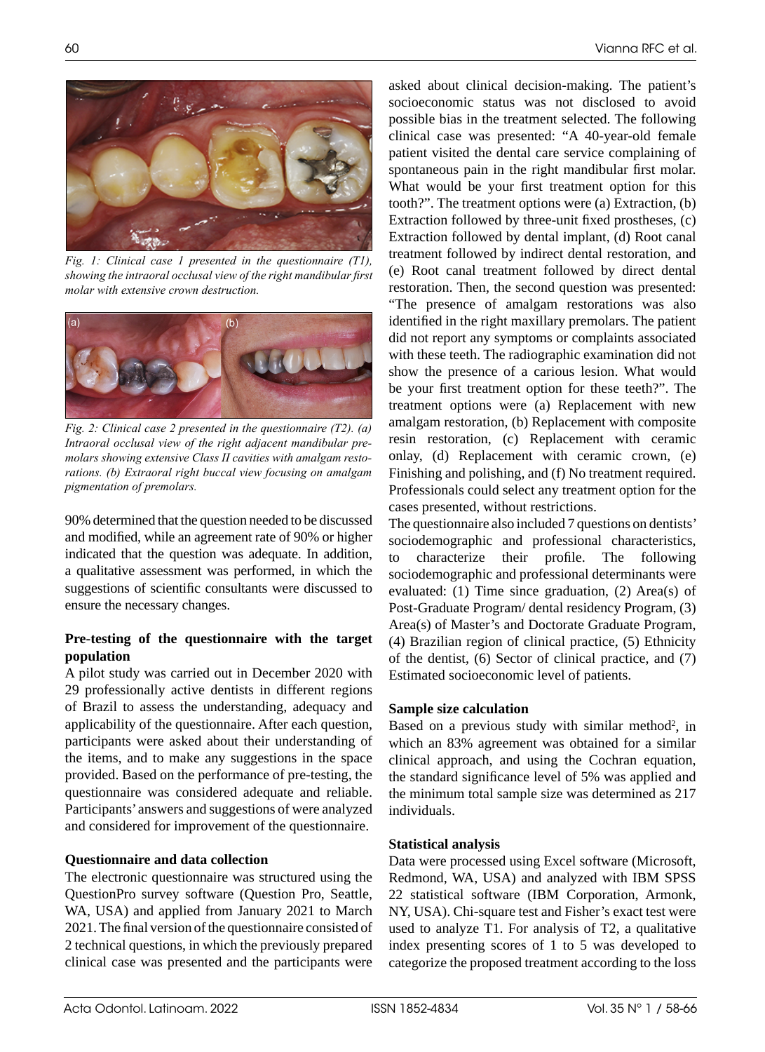Fig. 1: Clinical case 1 presented in the questionnaire (T1), showing the intraoral occlusal view of the right mandibular first molar with extensive crown destruction.

Fig. 2: Clinical case 2 presented in the questionnaire (T2). (a) Intraoral occlusal view of the right adjacent mandibular premolars showing extensive Class II cavities with amalgam restorations. (b) Extraoral right buccal view focusing on amalgam pigmentation of premolars.

90% determined that the question needed to be discussed and modified, while an agreement rate of 90% or higher indicated that the question was adequate. In addition, a qualitative assessment was performed, in which the suggestions of scientific consultants were discussed to ensure the necessary changes.

### Pre-testing of the questionnaire with the target population

A pilot study was carried out in December 2020 with 29 professionally active dentists in different regions of Brazil to assess the understanding, adequacy and applicability of the questionnaire. After each question, participants were asked about their understanding of the items, and to make any suggestions in the space provided. Based on the performance of pre-testing, the questionnaire was considered adequate and reliable. Participants' answers and suggestions of were analyzed and considered for improvement of the questionnaire.

### Questionnaire and data collection

The electronic questionnaire was structured using the QuestionPro survey software (Question Pro, Seattle, WA, USA) and applied from January 2021 to March 2021. The final version of the questionnaire consisted of 2 technical questions, in which the previously prepared clinical case was presented and the participants were asked about clinical decision-making. The patient's socioeconomic status was not disclosed to avoid possible bias in the treatment selected. The following clinical case was presented: "A 40-year-old female patient visited the dental care service complaining of spontaneous pain in the right mandibular first molar. What would be your first treatment option for this tooth?". The treatment options were (a) Extraction, (b) Extraction followed by three-unit fixed prostheses, (c) Extraction followed by dental implant, (d) Root canal treatment followed by indirect dental restoration, and (e) Root canal treatment followed by direct dental restoration. Then, the second question was presented: "The presence of amalgam restorations was also identified in the right maxillary premolars. The patient did not report any symptoms or complaints associated with these teeth. The radiographic examination did not show the presence of a carious lesion. What would be your first treatment option for these teeth?". The treatment options were (a) Replacement with new amalgam restoration, (b) Replacement with composite resin restoration, (c) Replacement with ceramic onlay, (d) Replacement with ceramic crown, (e) Finishing and polishing, and (f) No treatment required. Professionals could select any treatment option for the cases presented, without restrictions.

The questionnaire also included 7 questions on dentists' sociodemographic and professional characteristics, to characterize their profile. The following sociodemographic and professional determinants were evaluated: (1) Time since graduation, (2) Area(s) of Post-Graduate Program/ dental residency Program, (3) Area(s) of Master's and Doctorate Graduate Program, (4) Brazilian region of clinical practice, (5) Ethnicity of the dentist, (6) Sector of clinical practice, and (7) Estimated socioeconomic level of patients.

### Sample size calculation

Based on a previous study with similar method[2], in which an 83% agreement was obtained for a similar clinical approach, and using the Cochran equation, the standard significance level of 5% was applied and the minimum total sample size was determined as 217 individuals.

### Statistical analysis

Data were processed using Excel software (Microsoft, Redmond, WA, USA) and analyzed with IBM SPSS 22 statistical software (IBM Corporation, Armonk, NY, USA). Chi-square test and Fisher's exact test were used to analyze T1. For analysis of T2, a qualitative index presenting scores of 1 to 5 was developed to categorize the proposed treatment according to the loss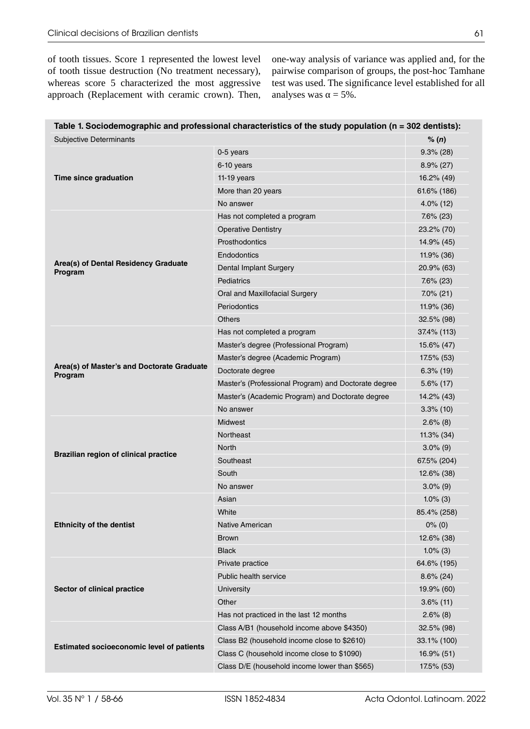of tooth tissues. Score 1 represented the lowest level of tooth tissue destruction (No treatment necessary), whereas score 5 characterized the most aggressive approach (Replacement with ceramic crown). Then, one-way analysis of variance was applied and, for the pairwise comparison of groups, the post-hoc Tamhane test was used. The significance level established for all analyses was $\alpha = 5\%$.

**Table 1. Sociodemographic and professional characteristics of the study population (n = 302 dentists):**

| Subjective Determinants | | % (*n*) |
|---|---|---|
| **Time since graduation** | 0-5 years | 9.3% (28) |
| | 6-10 years | 8.9% (27) |
| | 11-19 years | 16.2% (49) |
| | More than 20 years | 61.6% (186) |
| | No answer | 4.0% (12) |
| **Area(s) of Dental Residency Graduate Program** | Has not completed a program | 7.6% (23) |
| | Operative Dentistry | 23.2% (70) |
| | Prosthodontics | 14.9% (45) |
| | Endodontics | 11.9% (36) |
| | Dental Implant Surgery | 20.9% (63) |
| | Pediatrics | 7.6% (23) |
| | Oral and Maxillofacial Surgery | 7.0% (21) |
| | Periodontics | 11.9% (36) |
| | Others | 32.5% (98) |
| **Area(s) of Master's and Doctorate Graduate Program** | Has not completed a program | 37.4% (113) |
| | Master's degree (Professional Program) | 15.6% (47) |
| | Master's degree (Academic Program) | 17.5% (53) |
| | Doctorate degree | 6.3% (19) |
| | Master's (Professional Program) and Doctorate degree | 5.6% (17) |
| | Master's (Academic Program) and Doctorate degree | 14.2% (43) |
| | No answer | 3.3% (10) |
| **Brazilian region of clinical practice** | Midwest | 2.6% (8) |
| | Northeast | 11.3% (34) |
| | North | 3.0% (9) |
| | Southeast | 67.5% (204) |
| | South | 12.6% (38) |
| | No answer | 3.0% (9) |
| **Ethnicity of the dentist** | Asian | 1.0% (3) |
| | White | 85.4% (258) |
| | Native American | 0% (0) |
| | Brown | 12.6% (38) |
| | Black | 1.0% (3) |
| **Sector of clinical practice** | Private practice | 64.6% (195) |
| | Public health service | 8.6% (24) |
| | University | 19.9% (60) |
| | Other | 3.6% (11) |
| | Has not practiced in the last 12 months | 2.6% (8) |
| **Estimated socioeconomic level of patients** | Class A/B1 (household income above \$4350) | 32.5% (98) |
| | Class B2 (household income close to \$2610) | 33.1% (100) |
| | Class C (household income close to \$1090) | 16.9% (51) |
| | Class D/E (household income lower than \$565) | 17.5% (53) |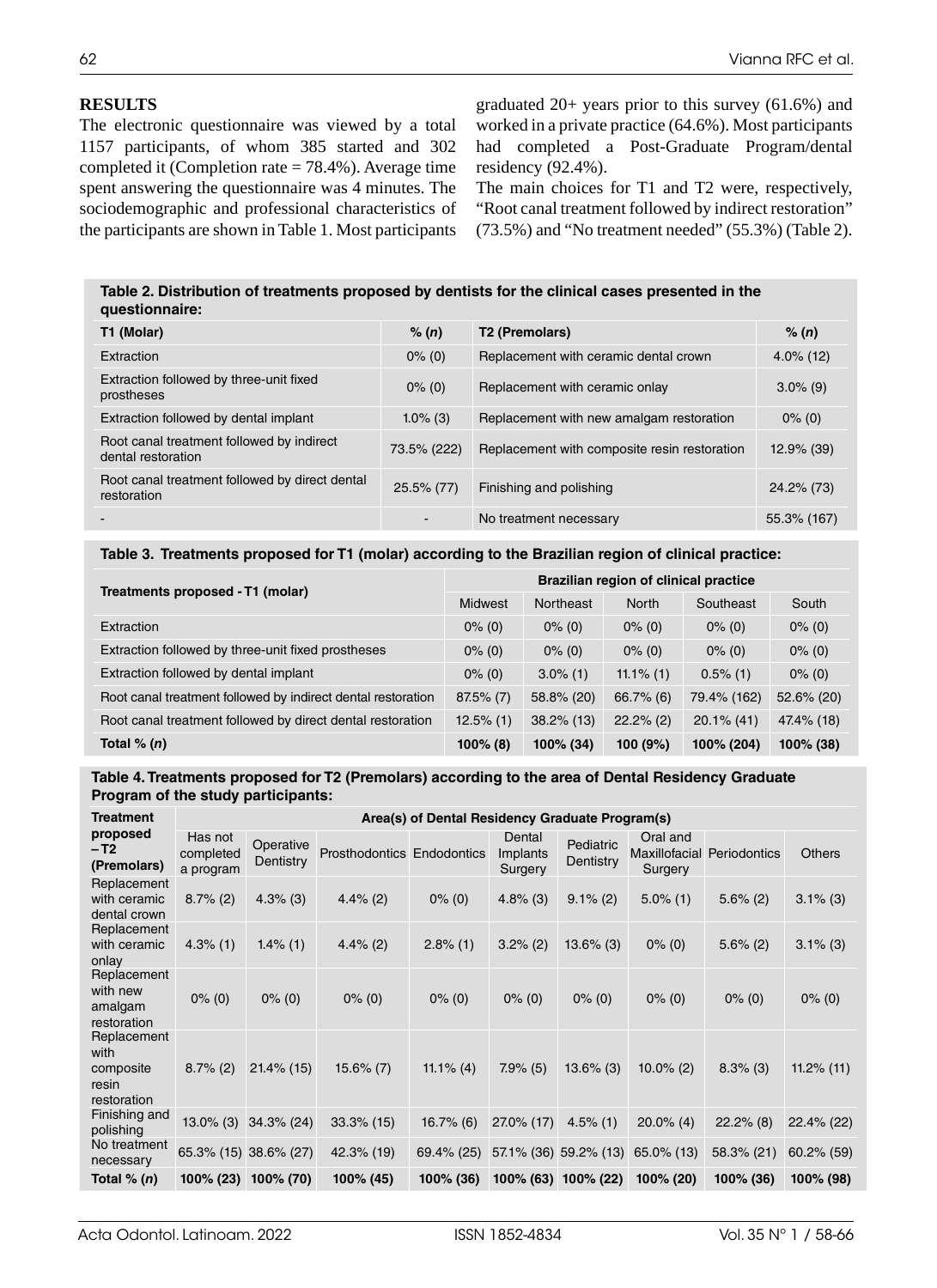## RESULTS

The electronic questionnaire was viewed by a total 1157 participants, of whom 385 started and 302 completed it (Completion rate = 78.4%). Average time spent answering the questionnaire was 4 minutes. The sociodemographic and professional characteristics of the participants are shown in Table 1. Most participants graduated 20+ years prior to this survey (61.6%) and worked in a private practice (64.6%). Most participants had completed a Post-Graduate Program/dental residency (92.4%).

The main choices for T1 and T2 were, respectively, "Root canal treatment followed by indirect restoration" (73.5%) and "No treatment needed" (55.3%) (Table 2).

**Table 2. Distribution of treatments proposed by dentists for the clinical cases presented in the questionnaire:**

| T1 (Molar) | % (*n*) | T2 (Premolars) | % (*n*) |
|---|---|---|---|
| Extraction | 0% (0) | Replacement with ceramic dental crown | 4.0% (12) |
| Extraction followed by three-unit fixed prostheses | 0% (0) | Replacement with ceramic onlay | 3.0% (9) |
| Extraction followed by dental implant | 1.0% (3) | Replacement with new amalgam restoration | 0% (0) |
| Root canal treatment followed by indirect dental restoration | 73.5% (222) | Replacement with composite resin restoration | 12.9% (39) |
| Root canal treatment followed by direct dental restoration | 25.5% (77) | Finishing and polishing | 24.2% (73) |
| - | - | No treatment necessary | 55.3% (167) |

**Table 3. Treatments proposed for T1 (molar) according to the Brazilian region of clinical practice:**

| Treatments proposed - T1 (molar) | Brazilian region of clinical practice | | | | |
|---|---|---|---|---|---|
| | Midwest | Northeast | North | Southeast | South |
| Extraction | 0% (0) | 0% (0) | 0% (0) | 0% (0) | 0% (0) |
| Extraction followed by three-unit fixed prostheses | 0% (0) | 0% (0) | 0% (0) | 0% (0) | 0% (0) |
| Extraction followed by dental implant | 0% (0) | 3.0% (1) | 11.1% (1) | 0.5% (1) | 0% (0) |
| Root canal treatment followed by indirect dental restoration | 87.5% (7) | 58.8% (20) | 66.7% (6) | 79.4% (162) | 52.6% (20) |
| Root canal treatment followed by direct dental restoration | 12.5% (1) | 38.2% (13) | 22.2% (2) | 20.1% (41) | 47.4% (18) |
| **Total % (*n*)** | **100% (8)** | **100% (34)** | **100 (9%)** | **100% (204)** | **100% (38)** |

**Table 4. Treatments proposed for T2 (Premolars) according to the area of Dental Residency Graduate Program of the study participants:**

| Treatment proposed – T2 (Premolars) | Area(s) of Dental Residency Graduate Program(s) | | | | | | | | |
|---|---|---|---|---|---|---|---|---|---|
| | Has not completed a program | Operative Dentistry | Prosthodontics | Endodontics | Dental Implants Surgery | Pediatric Dentistry | Oral and Maxillofacial Surgery | Periodontics | Others |
| Replacement with ceramic dental crown | 8.7% (2) | 4.3% (3) | 4.4% (2) | 0% (0) | 4.8% (3) | 9.1% (2) | 5.0% (1) | 5.6% (2) | 3.1% (3) |
| Replacement with ceramic onlay | 4.3% (1) | 1.4% (1) | 4.4% (2) | 2.8% (1) | 3.2% (2) | 13.6% (3) | 0% (0) | 5.6% (2) | 3.1% (3) |
| Replacement with new amalgam restoration | 0% (0) | 0% (0) | 0% (0) | 0% (0) | 0% (0) | 0% (0) | 0% (0) | 0% (0) | 0% (0) |
| Replacement with composite resin restoration | 8.7% (2) | 21.4% (15) | 15.6% (7) | 11.1% (4) | 7.9% (5) | 13.6% (3) | 10.0% (2) | 8.3% (3) | 11.2% (11) |
| Finishing and polishing | 13.0% (3) | 34.3% (24) | 33.3% (15) | 16.7% (6) | 27.0% (17) | 4.5% (1) | 20.0% (4) | 22.2% (8) | 22.4% (22) |
| No treatment necessary | 65.3% (15) | 38.6% (27) | 42.3% (19) | 69.4% (25) | 57.1% (36) | 59.2% (13) | 65.0% (13) | 58.3% (21) | 60.2% (59) |
| **Total % (*n*)** | **100% (23)** | **100% (70)** | **100% (45)** | **100% (36)** | **100% (63)** | **100% (22)** | **100% (20)** | **100% (36)** | **100% (98)** |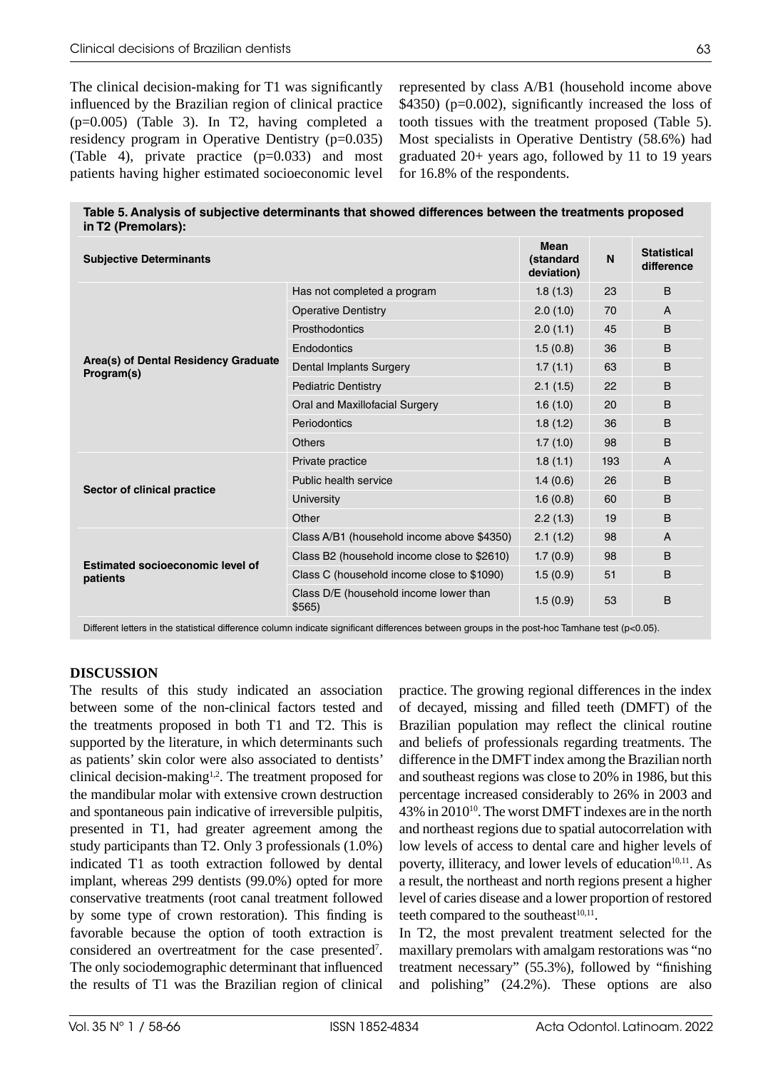The clinical decision-making for T1 was significantly influenced by the Brazilian region of clinical practice (p=0.005) (Table 3). In T2, having completed a residency program in Operative Dentistry (p=0.035) (Table 4), private practice (p=0.033) and most patients having higher estimated socioeconomic level represented by class A/B1 (household income above \$4350) (p=0.002), significantly increased the loss of tooth tissues with the treatment proposed (Table 5). Most specialists in Operative Dentistry (58.6%) had graduated 20+ years ago, followed by 11 to 19 years for 16.8% of the respondents.

**Table 5. Analysis of subjective determinants that showed differences between the treatments proposed in T2 (Premolars):**

| Subjective Determinants | | Mean (standard deviation) | N | Statistical difference |
|---|---|---|---|---|
| Area(s) of Dental Residency Graduate Program(s) | Has not completed a program | 1.8 (1.3) | 23 | B |
| | Operative Dentistry | 2.0 (1.0) | 70 | A |
| | Prosthodontics | 2.0 (1.1) | 45 | B |
| | Endodontics | 1.5 (0.8) | 36 | B |
| | Dental Implants Surgery | 1.7 (1.1) | 63 | B |
| | Pediatric Dentistry | 2.1 (1.5) | 22 | B |
| | Oral and Maxillofacial Surgery | 1.6 (1.0) | 20 | B |
| | Periodontics | 1.8 (1.2) | 36 | B |
| | Others | 1.7 (1.0) | 98 | B |
| Sector of clinical practice | Private practice | 1.8 (1.1) | 193 | A |
| | Public health service | 1.4 (0.6) | 26 | B |
| | University | 1.6 (0.8) | 60 | B |
| | Other | 2.2 (1.3) | 19 | B |
| Estimated socioeconomic level of patients | Class A/B1 (household income above \$4350) | 2.1 (1.2) | 98 | A |
| | Class B2 (household income close to \$2610) | 1.7 (0.9) | 98 | B |
| | Class C (household income close to \$1090) | 1.5 (0.9) | 51 | B |
| | Class D/E (household income lower than \$565) | 1.5 (0.9) | 53 | B |

Different letters in the statistical difference column indicate significant differences between groups in the post-hoc Tamhane test (p<0.05).

## DISCUSSION

The results of this study indicated an association between some of the non-clinical factors tested and the treatments proposed in both T1 and T2. This is supported by the literature, in which determinants such as patients' skin color were also associated to dentists' clinical decision-making[1,2]. The treatment proposed for the mandibular molar with extensive crown destruction and spontaneous pain indicative of irreversible pulpitis, presented in T1, had greater agreement among the study participants than T2. Only 3 professionals (1.0%) indicated T1 as tooth extraction followed by dental implant, whereas 299 dentists (99.0%) opted for more conservative treatments (root canal treatment followed by some type of crown restoration). This finding is favorable because the option of tooth extraction is considered an overtreatment for the case presented[7]. The only sociodemographic determinant that influenced the results of T1 was the Brazilian region of clinical practice. The growing regional differences in the index of decayed, missing and filled teeth (DMFT) of the Brazilian population may reflect the clinical routine and beliefs of professionals regarding treatments. The difference in the DMFT index among the Brazilian north and southeast regions was close to 20% in 1986, but this percentage increased considerably to 26% in 2003 and 43% in 2010[10]. The worst DMFT indexes are in the north and northeast regions due to spatial autocorrelation with low levels of access to dental care and higher levels of poverty, illiteracy, and lower levels of education[10,11]. As a result, the northeast and north regions present a higher level of caries disease and a lower proportion of restored teeth compared to the southeast[10,11].

In T2, the most prevalent treatment selected for the maxillary premolars with amalgam restorations was "no treatment necessary" (55.3%), followed by "finishing and polishing" (24.2%). These options are also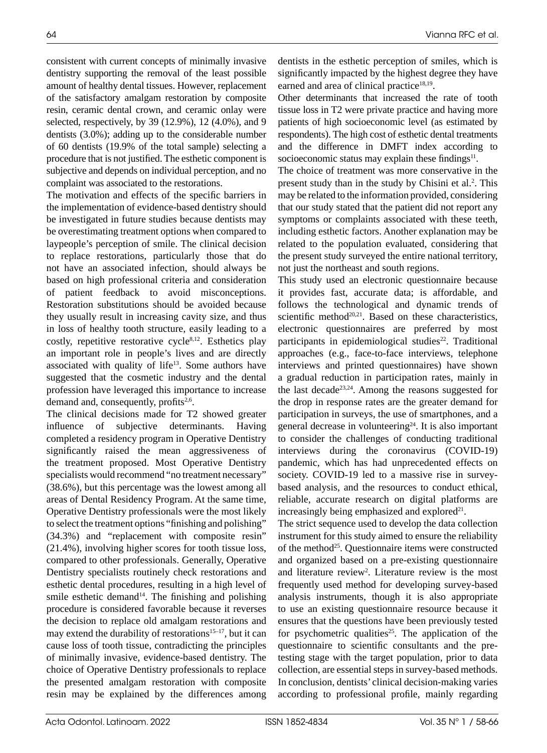consistent with current concepts of minimally invasive dentistry supporting the removal of the least possible amount of healthy dental tissues. However, replacement of the satisfactory amalgam restoration by composite resin, ceramic dental crown, and ceramic onlay were selected, respectively, by 39 (12.9%), 12 (4.0%), and 9 dentists (3.0%); adding up to the considerable number of 60 dentists (19.9% of the total sample) selecting a procedure that is not justified. The esthetic component is subjective and depends on individual perception, and no complaint was associated to the restorations.

The motivation and effects of the specific barriers in the implementation of evidence-based dentistry should be investigated in future studies because dentists may be overestimating treatment options when compared to laypeople's perception of smile. The clinical decision to replace restorations, particularly those that do not have an associated infection, should always be based on high professional criteria and consideration of patient feedback to avoid misconceptions. Restoration substitutions should be avoided because they usually result in increasing cavity size, and thus in loss of healthy tooth structure, easily leading to a costly, repetitive restorative cycle[8,12]. Esthetics play an important role in people's lives and are directly associated with quality of life[13]. Some authors have suggested that the cosmetic industry and the dental profession have leveraged this importance to increase demand and, consequently, profits[2,6].

The clinical decisions made for T2 showed greater influence of subjective determinants. Having completed a residency program in Operative Dentistry significantly raised the mean aggressiveness of the treatment proposed. Most Operative Dentistry specialists would recommend "no treatment necessary" (38.6%), but this percentage was the lowest among all areas of Dental Residency Program. At the same time, Operative Dentistry professionals were the most likely to select the treatment options "finishing and polishing" (34.3%) and "replacement with composite resin" (21.4%), involving higher scores for tooth tissue loss, compared to other professionals. Generally, Operative Dentistry specialists routinely check restorations and esthetic dental procedures, resulting in a high level of smile esthetic demand[14]. The finishing and polishing procedure is considered favorable because it reverses the decision to replace old amalgam restorations and may extend the durability of restorations[15–17], but it can cause loss of tooth tissue, contradicting the principles of minimally invasive, evidence-based dentistry. The choice of Operative Dentistry professionals to replace the presented amalgam restoration with composite resin may be explained by the differences among dentists in the esthetic perception of smiles, which is significantly impacted by the highest degree they have earned and area of clinical practice[18,19].

Other determinants that increased the rate of tooth tissue loss in T2 were private practice and having more patients of high socioeconomic level (as estimated by respondents). The high cost of esthetic dental treatments and the difference in DMFT index according to socioeconomic status may explain these findings[11].

The choice of treatment was more conservative in the present study than in the study by Chisini et al.[2]. This may be related to the information provided, considering that our study stated that the patient did not report any symptoms or complaints associated with these teeth, including esthetic factors. Another explanation may be related to the population evaluated, considering that the present study surveyed the entire national territory, not just the northeast and south regions.

This study used an electronic questionnaire because it provides fast, accurate data; is affordable, and follows the technological and dynamic trends of scientific method[20,21]. Based on these characteristics, electronic questionnaires are preferred by most participants in epidemiological studies[22]. Traditional approaches (e.g., face-to-face interviews, telephone interviews and printed questionnaires) have shown a gradual reduction in participation rates, mainly in the last decade[23,24]. Among the reasons suggested for the drop in response rates are the greater demand for participation in surveys, the use of smartphones, and a general decrease in volunteering[24]. It is also important to consider the challenges of conducting traditional interviews during the coronavirus (COVID-19) pandemic, which has had unprecedented effects on society. COVID-19 led to a massive rise in survey-based analysis, and the resources to conduct ethical, reliable, accurate research on digital platforms are increasingly being emphasized and explored[21].

The strict sequence used to develop the data collection instrument for this study aimed to ensure the reliability of the method[25]. Questionnaire items were constructed and organized based on a pre-existing questionnaire and literature review[2]. Literature review is the most frequently used method for developing survey-based analysis instruments, though it is also appropriate to use an existing questionnaire resource because it ensures that the questions have been previously tested for psychometric qualities[25]. The application of the questionnaire to scientific consultants and the pre-testing stage with the target population, prior to data collection, are essential steps in survey-based methods. In conclusion, dentists' clinical decision-making varies according to professional profile, mainly regarding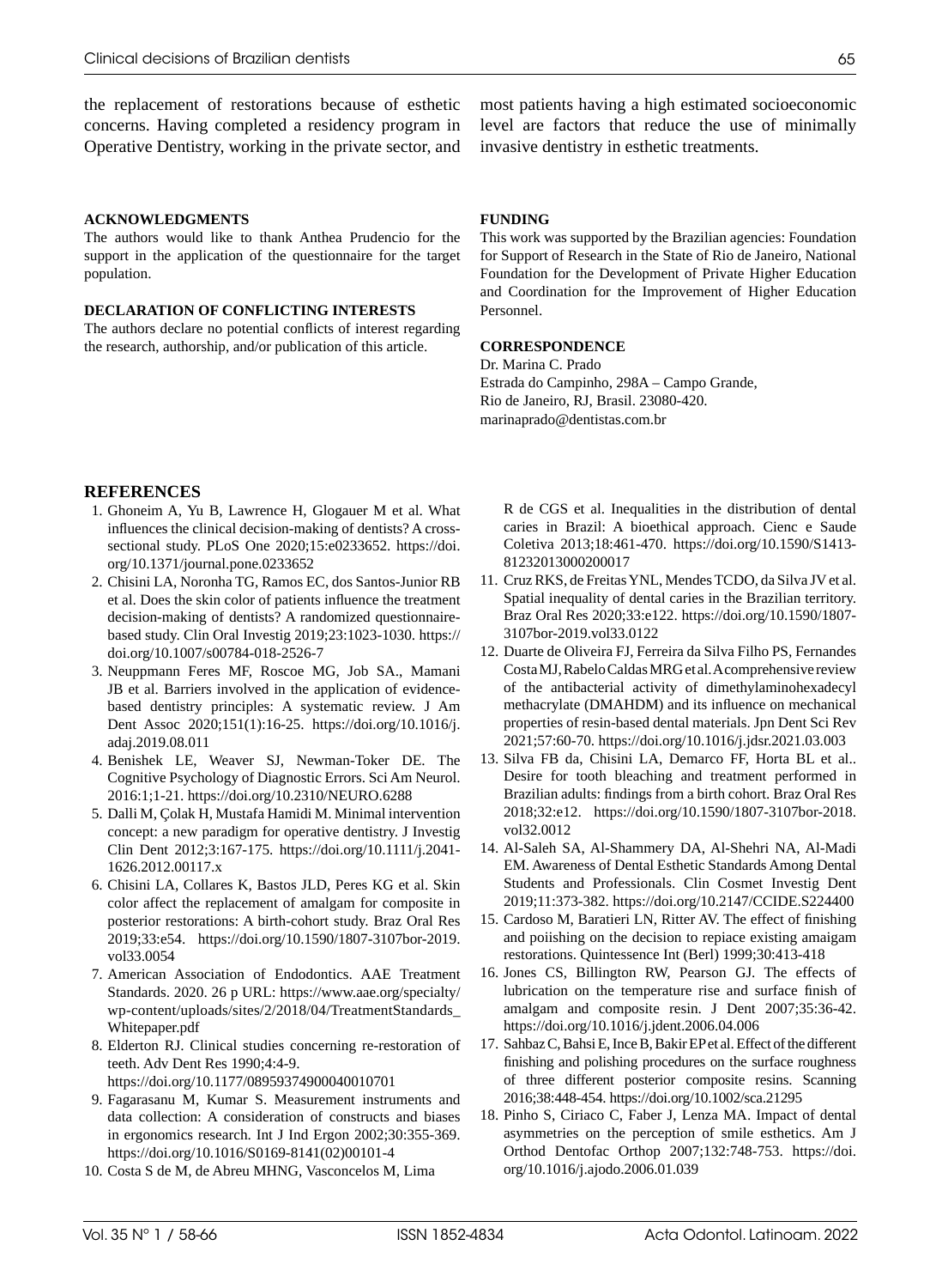the replacement of restorations because of esthetic concerns. Having completed a residency program in Operative Dentistry, working in the private sector, and most patients having a high estimated socioeconomic level are factors that reduce the use of minimally invasive dentistry in esthetic treatments.

#### ACKNOWLEDGMENTS

The authors would like to thank Anthea Prudencio for the support in the application of the questionnaire for the target population.

#### DECLARATION OF CONFLICTING INTERESTS

The authors declare no potential conflicts of interest regarding the research, authorship, and/or publication of this article.

#### FUNDING

This work was supported by the Brazilian agencies: Foundation for Support of Research in the State of Rio de Janeiro, National Foundation for the Development of Private Higher Education and Coordination for the Improvement of Higher Education Personnel.

#### CORRESPONDENCE

Dr. Marina C. Prado
Estrada do Campinho, 298A – Campo Grande,
Rio de Janeiro, RJ, Brasil. 23080-420.
marinaprado@dentistas.com.br

## REFERENCES

1. Ghoneim A, Yu B, Lawrence H, Glogauer M et al. What influences the clinical decision-making of dentists? A cross-sectional study. PLoS One 2020;15:e0233652. https://doi.org/10.1371/journal.pone.0233652
2. Chisini LA, Noronha TG, Ramos EC, dos Santos-Junior RB et al. Does the skin color of patients influence the treatment decision-making of dentists? A randomized questionnaire-based study. Clin Oral Investig 2019;23:1023-1030. https://doi.org/10.1007/s00784-018-2526-7
3. Neuppmann Feres MF, Roscoe MG, Job SA., Mamani JB et al. Barriers involved in the application of evidence-based dentistry principles: A systematic review. J Am Dent Assoc 2020;151(1):16-25. https://doi.org/10.1016/j.adaj.2019.08.011
4. Benishek LE, Weaver SJ, Newman-Toker DE. The Cognitive Psychology of Diagnostic Errors. Sci Am Neurol. 2016:1;1-21. https://doi.org/10.2310/NEURO.6288
5. Dalli M, Çolak H, Mustafa Hamidi M. Minimal intervention concept: a new paradigm for operative dentistry. J Investig Clin Dent 2012;3:167-175. https://doi.org/10.1111/j.2041-1626.2012.00117.x
6. Chisini LA, Collares K, Bastos JLD, Peres KG et al. Skin color affect the replacement of amalgam for composite in posterior restorations: A birth-cohort study. Braz Oral Res 2019;33:e54. https://doi.org/10.1590/1807-3107bor-2019.vol33.0054
7. American Association of Endodontics. AAE Treatment Standards. 2020. 26 p URL: https://www.aae.org/specialty/wp-content/uploads/sites/2/2018/04/TreatmentStandards_Whitepaper.pdf
8. Elderton RJ. Clinical studies concerning re-restoration of teeth. Adv Dent Res 1990;4:4-9. https://doi.org/10.1177/08959374900040010701
9. Fagarasanu M, Kumar S. Measurement instruments and data collection: A consideration of constructs and biases in ergonomics research. Int J Ind Ergon 2002;30:355-369. https://doi.org/10.1016/S0169-8141(02)00101-4
10. Costa S de M, de Abreu MHNG, Vasconcelos M, Lima R de CGS et al. Inequalities in the distribution of dental caries in Brazil: A bioethical approach. Cienc e Saude Coletiva 2013;18:461-470. https://doi.org/10.1590/S1413-81232013000200017
11. Cruz RKS, de Freitas YNL, Mendes TCDO, da Silva JV et al. Spatial inequality of dental caries in the Brazilian territory. Braz Oral Res 2020;33:e122. https://doi.org/10.1590/1807-3107bor-2019.vol33.0122
12. Duarte de Oliveira FJ, Ferreira da Silva Filho PS, Fernandes Costa MJ, Rabelo Caldas MRG et al. A comprehensive review of the antibacterial activity of dimethylaminohexadecyl methacrylate (DMAHDM) and its influence on mechanical properties of resin-based dental materials. Jpn Dent Sci Rev 2021;57:60-70. https://doi.org/10.1016/j.jdsr.2021.03.003
13. Silva FB da, Chisini LA, Demarco FF, Horta BL et al.. Desire for tooth bleaching and treatment performed in Brazilian adults: findings from a birth cohort. Braz Oral Res 2018;32:e12. https://doi.org/10.1590/1807-3107bor-2018.vol32.0012
14. Al-Saleh SA, Al-Shammery DA, Al-Shehri NA, Al-Madi EM. Awareness of Dental Esthetic Standards Among Dental Students and Professionals. Clin Cosmet Investig Dent 2019;11:373-382. https://doi.org/10.2147/CCIDE.S224400
15. Cardoso M, Baratieri LN, Ritter AV. The effect of finishing and poiishing on the decision to repiace existing amaigam restorations. Quintessence Int (Berl) 1999;30:413-418
16. Jones CS, Billington RW, Pearson GJ. The effects of lubrication on the temperature rise and surface finish of amalgam and composite resin. J Dent 2007;35:36-42. https://doi.org/10.1016/j.jdent.2006.04.006
17. Sahbaz C, Bahsi E, Ince B, Bakir EP et al. Effect of the different finishing and polishing procedures on the surface roughness of three different posterior composite resins. Scanning 2016;38:448-454. https://doi.org/10.1002/sca.21295
18. Pinho S, Ciriaco C, Faber J, Lenza MA. Impact of dental asymmetries on the perception of smile esthetics. Am J Orthod Dentofac Orthop 2007;132:748-753. https://doi.org/10.1016/j.ajodo.2006.01.039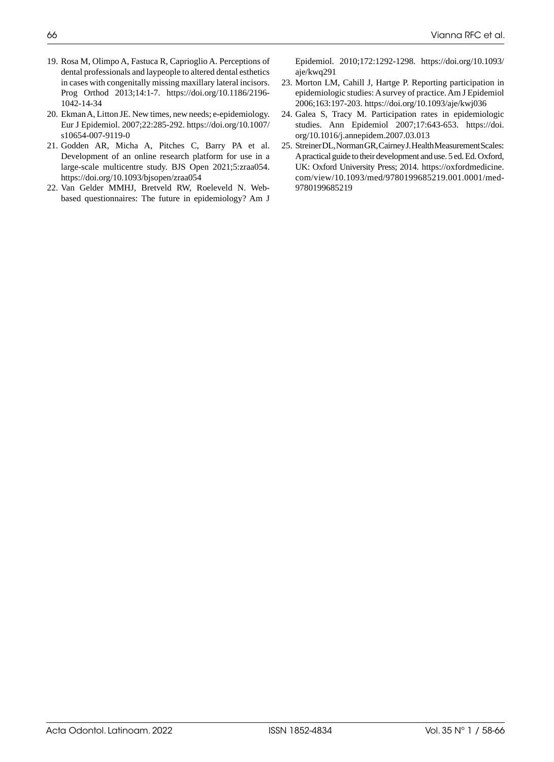19. Rosa M, Olimpo A, Fastuca R, Caprioglio A. Perceptions of dental professionals and laypeople to altered dental esthetics in cases with congenitally missing maxillary lateral incisors. Prog Orthod 2013;14:1-7. https://doi.org/10.1186/2196-1042-14-34
20. Ekman A, Litton JE. New times, new needs; e-epidemiology. Eur J Epidemiol. 2007;22:285-292. https://doi.org/10.1007/s10654-007-9119-0
21. Godden AR, Micha A, Pitches C, Barry PA et al. Development of an online research platform for use in a large-scale multicentre study. BJS Open 2021;5:zraa054. https://doi.org/10.1093/bjsopen/zraa054
22. Van Gelder MMHJ, Bretveld RW, Roeleveld N. Web-based questionnaires: The future in epidemiology? Am J Epidemiol. 2010;172:1292-1298. https://doi.org/10.1093/aje/kwq291
23. Morton LM, Cahill J, Hartge P. Reporting participation in epidemiologic studies: A survey of practice. Am J Epidemiol 2006;163:197-203. https://doi.org/10.1093/aje/kwj036
24. Galea S, Tracy M. Participation rates in epidemiologic studies. Ann Epidemiol 2007;17:643-653. https://doi.org/10.1016/j.annepidem.2007.03.013
25. Streiner DL, Norman GR, Cairney J. Health Measurement Scales: A practical guide to their development and use. 5 ed. Ed. Oxford, UK: Oxford University Press; 2014. https://oxfordmedicine.com/view/10.1093/med/9780199685219.001.0001/med-9780199685219